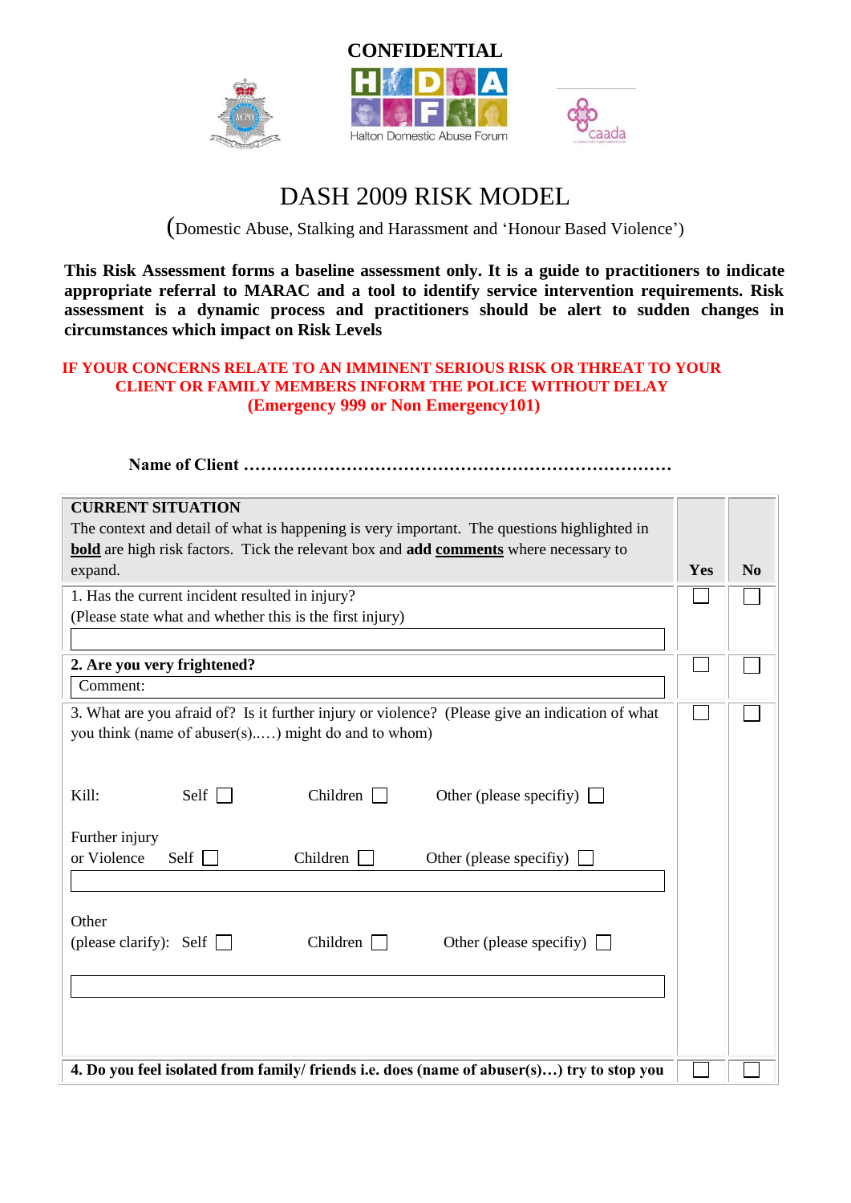**CONFIDENTIAL**

Halton Domestic Abuse Forum

# DASH 2009 RISK MODEL

(Domestic Abuse, Stalking and Harassment and 'Honour Based Violence')

**This Risk Assessment forms a baseline assessment only. It is a guide to practitioners to indicate appropriate referral to MARAC and a tool to identify service intervention requirements. Risk assessment is a dynamic process and practitioners should be alert to sudden changes in circumstances which impact on Risk Levels**

**IF YOUR CONCERNS RELATE TO AN IMMINENT SERIOUS RISK OR THREAT TO YOUR CLIENT OR FAMILY MEMBERS INFORM THE POLICE WITHOUT DELAY (Emergency 999 or Non Emergency101)**

**Name of Client ……………………………………………………………………**

| **CURRENT SITUATION**<br>The context and detail of what is happening is very important. The questions highlighted in **bold** are high risk factors. Tick the relevant box and **add comments** where necessary to expand. | **Yes** | **No** |
|---|---|---|
| 1. Has the current incident resulted in injury?<br>(Please state what and whether this is the first injury) | ☐ | ☐ |
| **2. Are you very frightened?**<br>Comment: | ☐ | ☐ |
| 3. What are you afraid of? Is it further injury or violence? (Please give an indication of what you think (name of abuser(s)…..) might do and to whom)<br><br>Kill: Self ☐ Children ☐ Other (please specifiy) ☐<br><br>Further injury or Violence Self ☐ Children ☐ Other (please specifiy) ☐<br><br>Other (please clarify): Self ☐ Children ☐ Other (please specifiy) ☐ | ☐ | ☐ |
| **4. Do you feel isolated from family/ friends i.e. does (name of abuser(s)…) try to stop you** | ☐ | ☐ |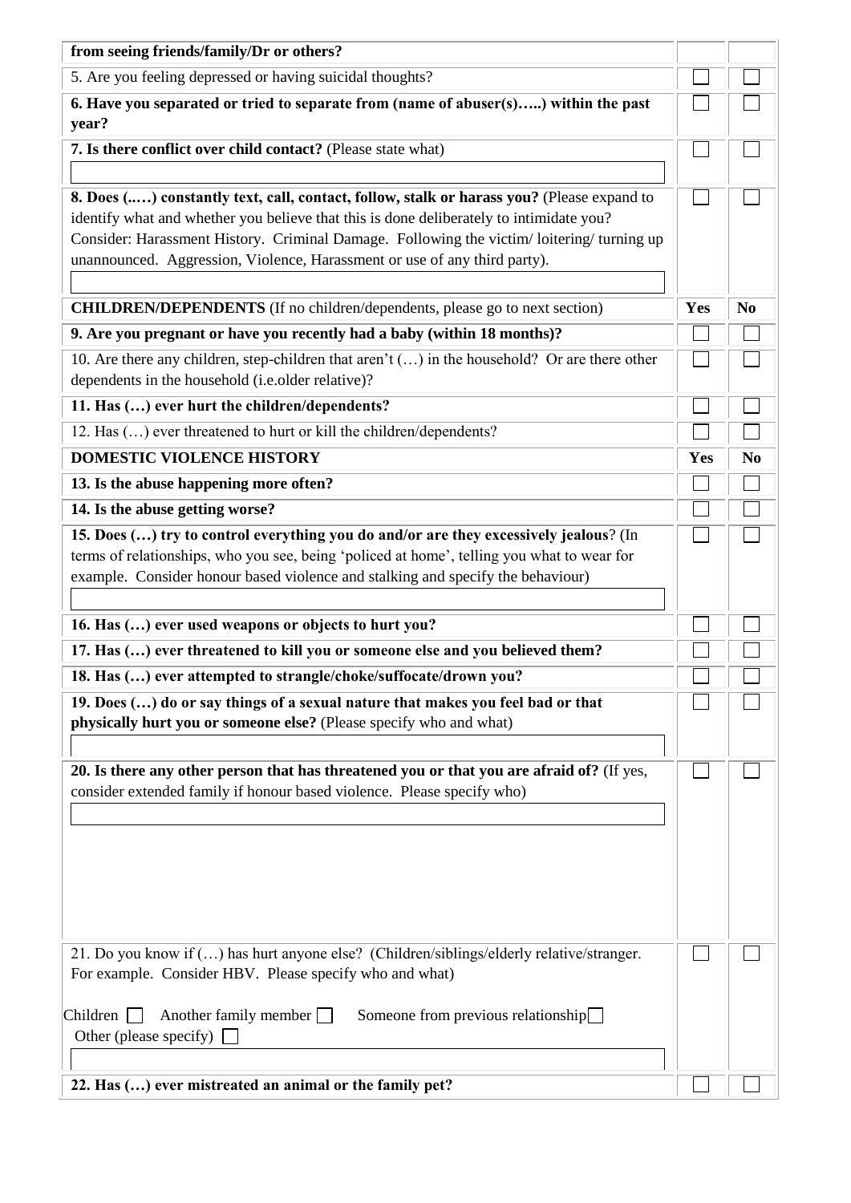| from seeing friends/family/Dr or others? | | |
|---|---|---|
| 5. Are you feeling depressed or having suicidal thoughts? | ☐ | ☐ |
| **6. Have you separated or tried to separate from (name of abuser(s)…..) within the past year?** | ☐ | ☐ |
| **7. Is there conflict over child contact?** (Please state what) | ☐ | ☐ |
| **8. Does (..…) constantly text, call, contact, follow, stalk or harass you?** (Please expand to identify what and whether you believe that this is done deliberately to intimidate you? Consider: Harassment History. Criminal Damage. Following the victim/ loitering/ turning up unannounced. Aggression, Violence, Harassment or use of any third party). | ☐ | ☐ |
| **CHILDREN/DEPENDENTS** (If no children/dependents, please go to next section) | **Yes** | **No** |
| **9. Are you pregnant or have you recently had a baby (within 18 months)?** | ☐ | ☐ |
| 10. Are there any children, step-children that aren't (…) in the household? Or are there other dependents in the household (i.e.older relative)? | ☐ | ☐ |
| **11. Has (…) ever hurt the children/dependents?** | ☐ | ☐ |
| 12. Has (…) ever threatened to hurt or kill the children/dependents? | ☐ | ☐ |
| **DOMESTIC VIOLENCE HISTORY** | **Yes** | **No** |
| **13. Is the abuse happening more often?** | ☐ | ☐ |
| **14. Is the abuse getting worse?** | ☐ | ☐ |
| **15. Does (…) try to control everything you do and/or are they excessively jealous**? (In terms of relationships, who you see, being 'policed at home', telling you what to wear for example. Consider honour based violence and stalking and specify the behaviour) | ☐ | ☐ |
| **16. Has (…) ever used weapons or objects to hurt you?** | ☐ | ☐ |
| **17. Has (…) ever threatened to kill you or someone else and you believed them?** | ☐ | ☐ |
| **18. Has (…) ever attempted to strangle/choke/suffocate/drown you?** | ☐ | ☐ |
| **19. Does (…) do or say things of a sexual nature that makes you feel bad or that physically hurt you or someone else?** (Please specify who and what) | ☐ | ☐ |
| **20. Is there any other person that has threatened you or that you are afraid of?** (If yes, consider extended family if honour based violence. Please specify who) | ☐ | ☐ |
| 21. Do you know if (…) has hurt anyone else? (Children/siblings/elderly relative/stranger. For example. Consider HBV. Please specify who and what)<br><br>Children ☐ Another family member ☐ Someone from previous relationship ☐ Other (please specify) ☐ | ☐ | ☐ |
| **22. Has (…) ever mistreated an animal or the family pet?** | ☐ | ☐ |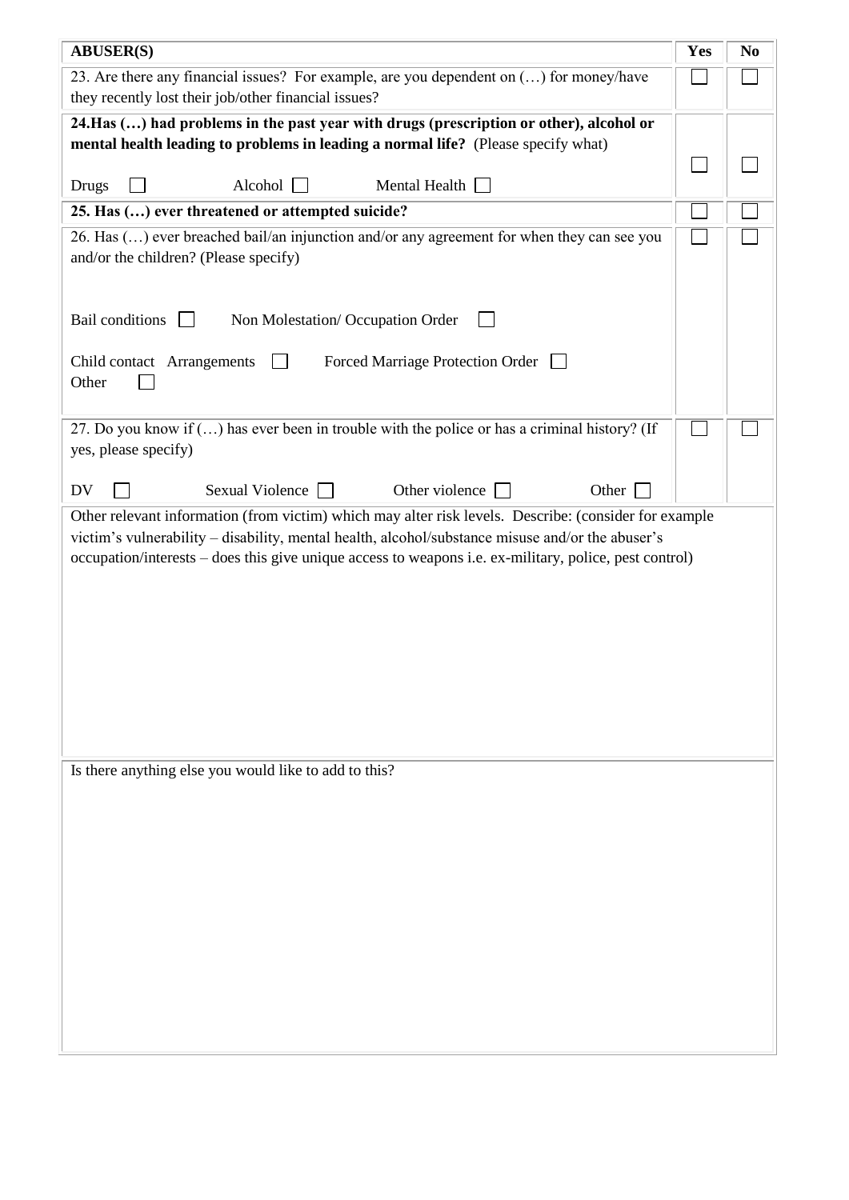| **ABUSER(S)** | **Yes** | **No** |
|---|---|---|
| 23. Are there any financial issues? For example, are you dependent on (…) for money/have they recently lost their job/other financial issues? | ☐ | ☐ |
| **24.Has (…) had problems in the past year with drugs (prescription or other), alcohol or mental health leading to problems in leading a normal life?** (Please specify what)<br><br>Drugs ☐ Alcohol ☐ Mental Health ☐ | ☐ | ☐ |
| **25. Has (…) ever threatened or attempted suicide?** | ☐ | ☐ |
| 26. Has (…) ever breached bail/an injunction and/or any agreement for when they can see you and/or the children? (Please specify)<br><br>Bail conditions ☐ Non Molestation/ Occupation Order ☐<br><br>Child contact Arrangements ☐ Forced Marriage Protection Order ☐<br>Other ☐ | ☐ | ☐ |
| 27. Do you know if (…) has ever been in trouble with the police or has a criminal history? (If yes, please specify)<br><br>DV ☐ Sexual Violence ☐ Other violence ☐ Other ☐ | ☐ | ☐ |
| Other relevant information (from victim) which may alter risk levels. Describe: (consider for example victim's vulnerability – disability, mental health, alcohol/substance misuse and/or the abuser's occupation/interests – does this give unique access to weapons i.e. ex-military, police, pest control) | | |
| Is there anything else you would like to add to this? | | |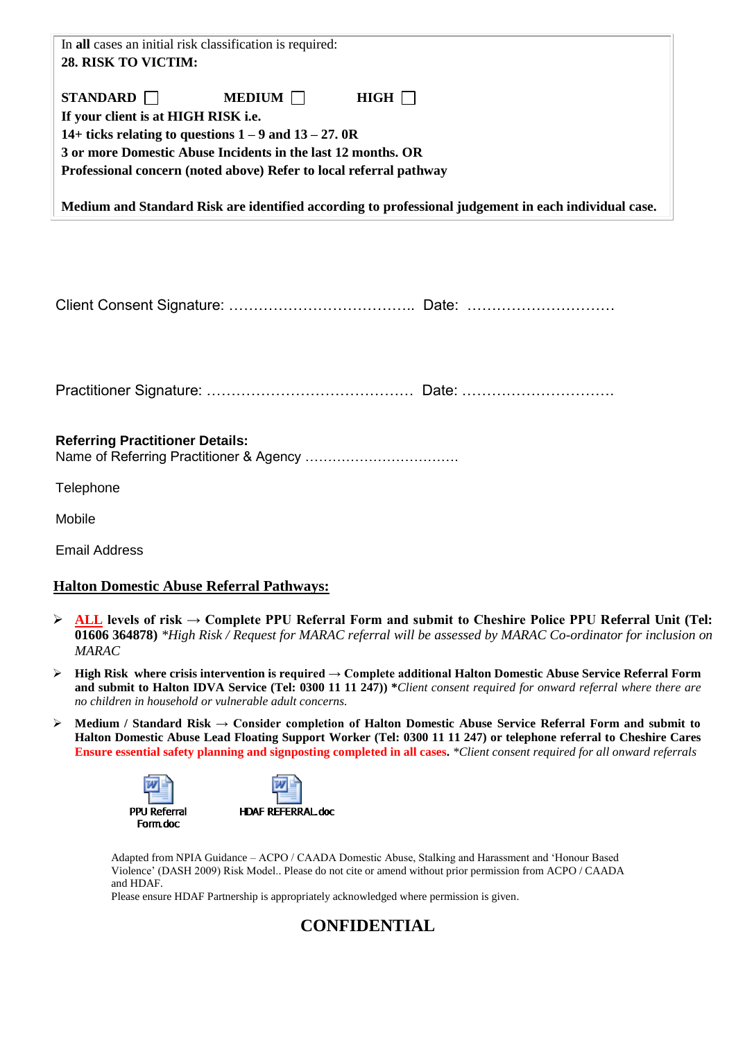In **all** cases an initial risk classification is required:
**28. RISK TO VICTIM:**

**STANDARD** ☐ **MEDIUM** ☐ **HIGH** ☐

**If your client is at HIGH RISK i.e.**
**14+ ticks relating to questions 1 – 9 and 13 – 27. 0R**
**3 or more Domestic Abuse Incidents in the last 12 months. OR**
**Professional concern (noted above) Refer to local referral pathway**

**Medium and Standard Risk are identified according to professional judgement in each individual case.**

Client Consent Signature: ……………………………….. Date: …………………………

Practitioner Signature: …………………………………… Date: ……………………………

**Referring Practitioner Details:**
Name of Referring Practitioner & Agency …………………………….

Telephone

Mobile

Email Address

## Halton Domestic Abuse Referral Pathways:

- **ALL levels of risk → Complete PPU Referral Form and submit to Cheshire Police PPU Referral Unit (Tel: 01606 364878)** *\*High Risk / Request for MARAC referral will be assessed by MARAC Co-ordinator for inclusion on MARAC*
- **High Risk where crisis intervention is required → Complete additional Halton Domestic Abuse Service Referral Form and submit to Halton IDVA Service (Tel: 0300 11 11 247)) \****Client consent required for onward referral where there are no children in household or vulnerable adult concerns.*
- **Medium / Standard Risk → Consider completion of Halton Domestic Abuse Service Referral Form and submit to Halton Domestic Abuse Lead Floating Support Worker (Tel: 0300 11 11 247) or telephone referral to Cheshire Cares** **Ensure essential safety planning and signposting completed in all cases.** *\*Client consent required for all onward referrals*

PPU Referral Form.doc HDAF REFERRAL.doc

Adapted from NPIA Guidance – ACPO / CAADA Domestic Abuse, Stalking and Harassment and 'Honour Based Violence' (DASH 2009) Risk Model.. Please do not cite or amend without prior permission from ACPO / CAADA and HDAF.
Please ensure HDAF Partnership is appropriately acknowledged where permission is given.

**CONFIDENTIAL**